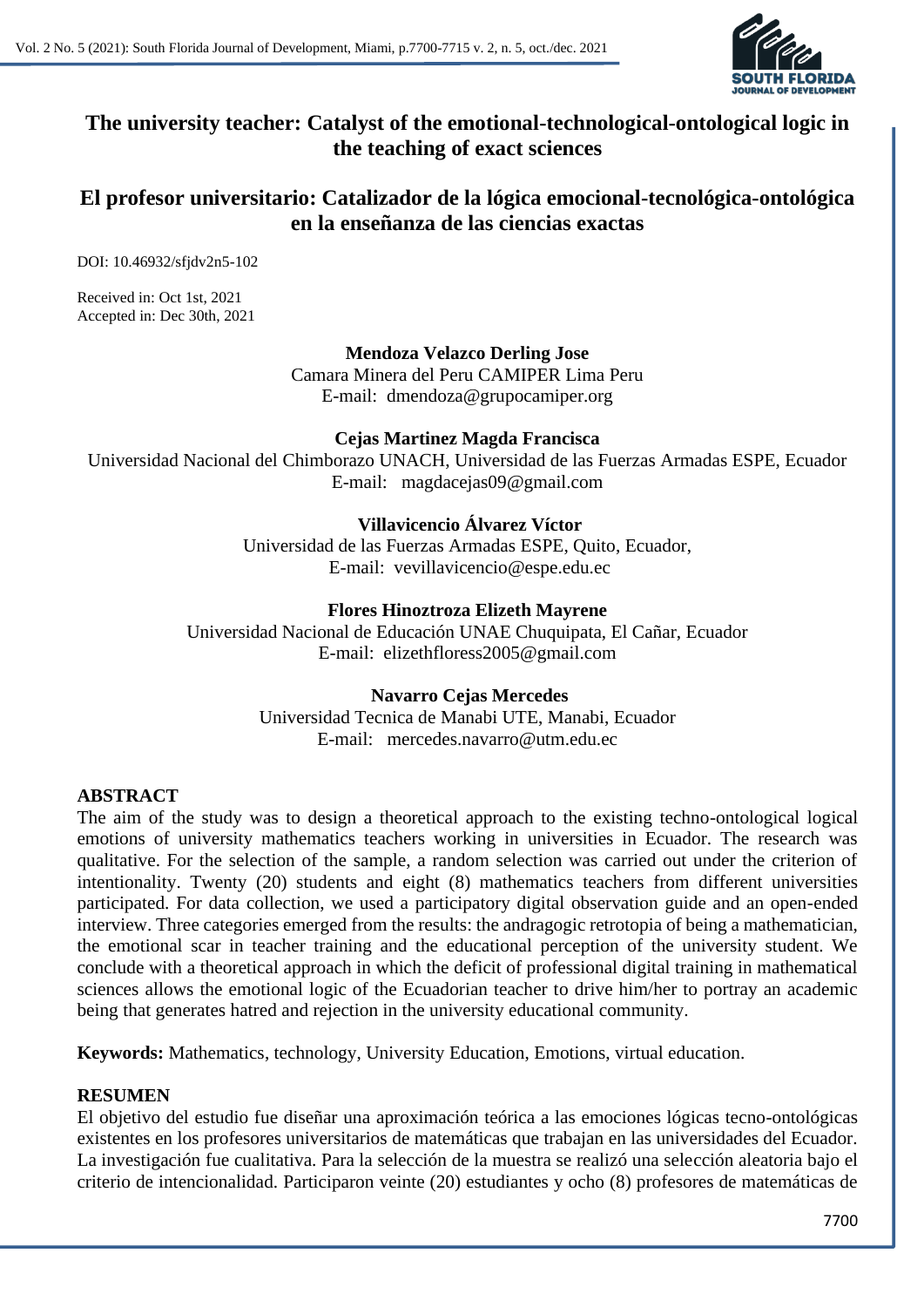# The university teacher: Catalyst of the emotional-technological-ontological logic in the teaching of exact sciences

# El profesor universitario: Catalizador de la lógica emocional-tecnológica-ontológica en la enseñanza de las ciencias exactas

DOI: 10.46932/sfjdv2n5-102

Received in: Oct 1st, 2021
Accepted in: Dec 30th, 2021

**Mendoza Velazco Derling Jose**
Camara Minera del Peru CAMIPER Lima Peru
E-mail: dmendoza@grupocamiper.org

**Cejas Martinez Magda Francisca**
Universidad Nacional del Chimborazo UNACH, Universidad de las Fuerzas Armadas ESPE, Ecuador
E-mail: magdacejas09@gmail.com

**Villavicencio Álvarez Víctor**
Universidad de las Fuerzas Armadas ESPE, Quito, Ecuador,
E-mail: vevillavicencio@espe.edu.ec

**Flores Hinoztroza Elizeth Mayrene**
Universidad Nacional de Educación UNAE Chuquipata, El Cañar, Ecuador
E-mail: elizethfloress2005@gmail.com

**Navarro Cejas Mercedes**
Universidad Tecnica de Manabi UTE, Manabi, Ecuador
E-mail: mercedes.navarro@utm.edu.ec

## ABSTRACT

The aim of the study was to design a theoretical approach to the existing techno-ontological logical emotions of university mathematics teachers working in universities in Ecuador. The research was qualitative. For the selection of the sample, a random selection was carried out under the criterion of intentionality. Twenty (20) students and eight (8) mathematics teachers from different universities participated. For data collection, we used a participatory digital observation guide and an open-ended interview. Three categories emerged from the results: the andragogic retrotopia of being a mathematician, the emotional scar in teacher training and the educational perception of the university student. We conclude with a theoretical approach in which the deficit of professional digital training in mathematical sciences allows the emotional logic of the Ecuadorian teacher to drive him/her to portray an academic being that generates hatred and rejection in the university educational community.

**Keywords:** Mathematics, technology, University Education, Emotions, virtual education.

## RESUMEN

El objetivo del estudio fue diseñar una aproximación teórica a las emociones lógicas tecno-ontológicas existentes en los profesores universitarios de matemáticas que trabajan en las universidades del Ecuador. La investigación fue cualitativa. Para la selección de la muestra se realizó una selección aleatoria bajo el criterio de intencionalidad. Participaron veinte (20) estudiantes y ocho (8) profesores de matemáticas de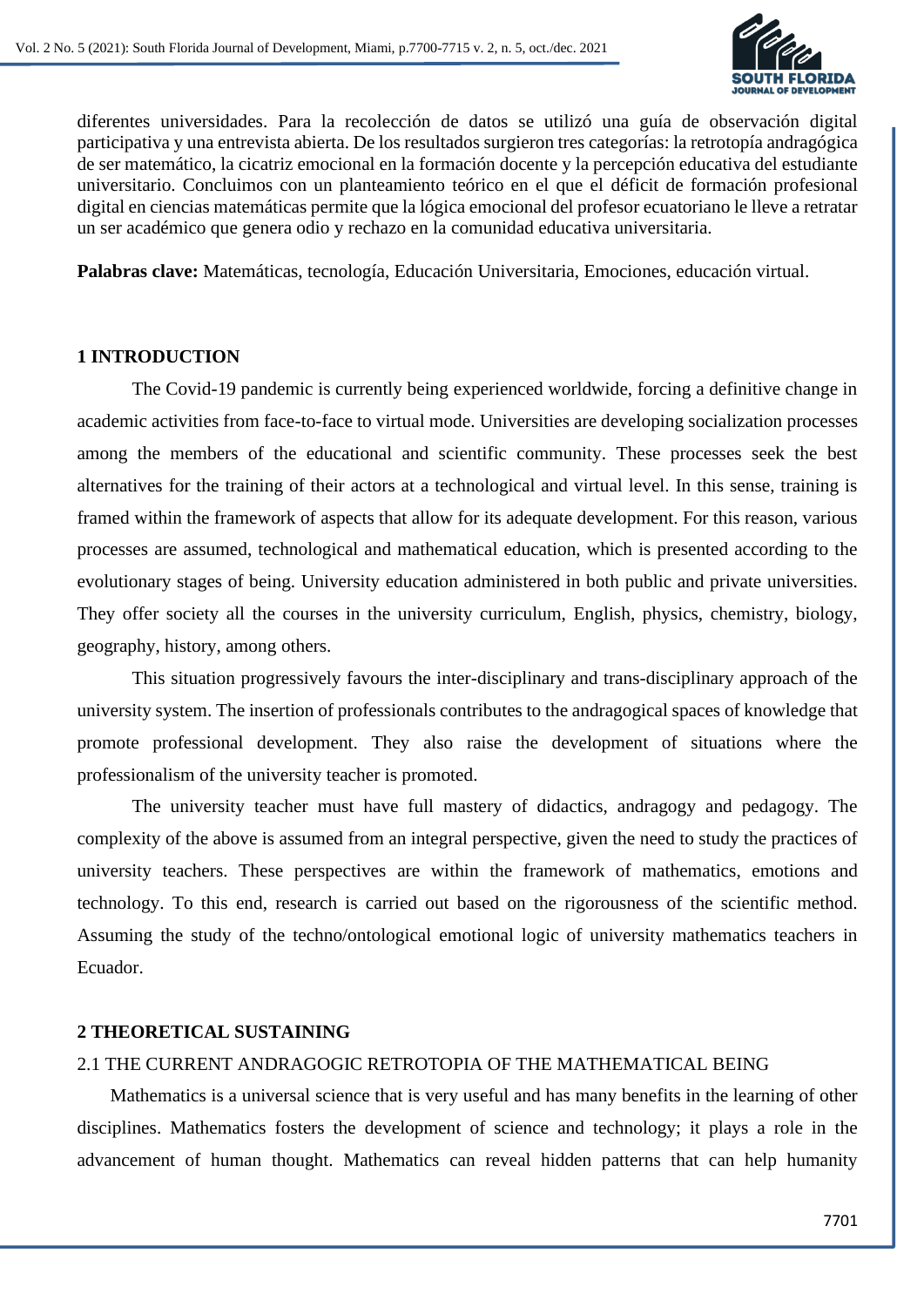diferentes universidades. Para la recolección de datos se utilizó una guía de observación digital participativa y una entrevista abierta. De los resultados surgieron tres categorías: la retrotopía andragógica de ser matemático, la cicatriz emocional en la formación docente y la percepción educativa del estudiante universitario. Concluimos con un planteamiento teórico en el que el déficit de formación profesional digital en ciencias matemáticas permite que la lógica emocional del profesor ecuatoriano le lleve a retratar un ser académico que genera odio y rechazo en la comunidad educativa universitaria.

**Palabras clave:** Matemáticas, tecnología, Educación Universitaria, Emociones, educación virtual.

## 1 INTRODUCTION

The Covid-19 pandemic is currently being experienced worldwide, forcing a definitive change in academic activities from face-to-face to virtual mode. Universities are developing socialization processes among the members of the educational and scientific community. These processes seek the best alternatives for the training of their actors at a technological and virtual level. In this sense, training is framed within the framework of aspects that allow for its adequate development. For this reason, various processes are assumed, technological and mathematical education, which is presented according to the evolutionary stages of being. University education administered in both public and private universities. They offer society all the courses in the university curriculum, English, physics, chemistry, biology, geography, history, among others.

This situation progressively favours the inter-disciplinary and trans-disciplinary approach of the university system. The insertion of professionals contributes to the andragogical spaces of knowledge that promote professional development. They also raise the development of situations where the professionalism of the university teacher is promoted.

The university teacher must have full mastery of didactics, andragogy and pedagogy. The complexity of the above is assumed from an integral perspective, given the need to study the practices of university teachers. These perspectives are within the framework of mathematics, emotions and technology. To this end, research is carried out based on the rigorousness of the scientific method. Assuming the study of the techno/ontological emotional logic of university mathematics teachers in Ecuador.

## 2 THEORETICAL SUSTAINING

### 2.1 THE CURRENT ANDRAGOGIC RETROTOPIA OF THE MATHEMATICAL BEING

Mathematics is a universal science that is very useful and has many benefits in the learning of other disciplines. Mathematics fosters the development of science and technology; it plays a role in the advancement of human thought. Mathematics can reveal hidden patterns that can help humanity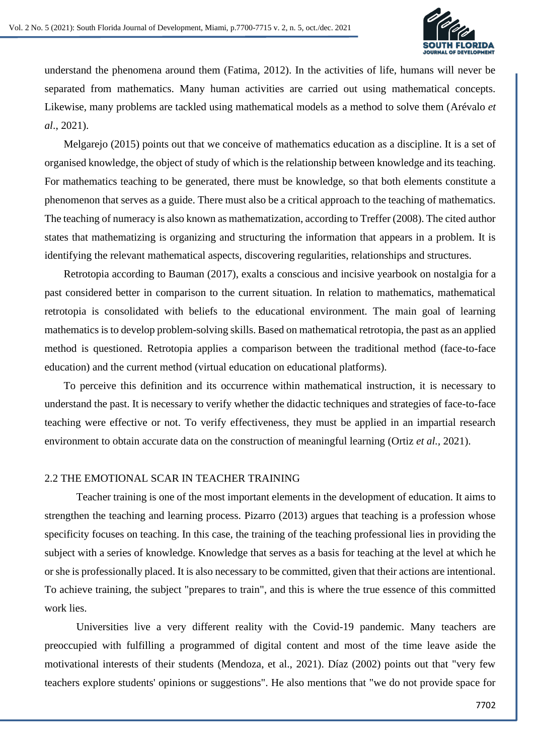understand the phenomena around them (Fatima, 2012). In the activities of life, humans will never be separated from mathematics. Many human activities are carried out using mathematical concepts. Likewise, many problems are tackled using mathematical models as a method to solve them (Arévalo *et al*., 2021).

Melgarejo (2015) points out that we conceive of mathematics education as a discipline. It is a set of organised knowledge, the object of study of which is the relationship between knowledge and its teaching. For mathematics teaching to be generated, there must be knowledge, so that both elements constitute a phenomenon that serves as a guide. There must also be a critical approach to the teaching of mathematics. The teaching of numeracy is also known as mathematization, according to Treffer (2008). The cited author states that mathematizing is organizing and structuring the information that appears in a problem. It is identifying the relevant mathematical aspects, discovering regularities, relationships and structures.

Retrotopia according to Bauman (2017), exalts a conscious and incisive yearbook on nostalgia for a past considered better in comparison to the current situation. In relation to mathematics, mathematical retrotopia is consolidated with beliefs to the educational environment. The main goal of learning mathematics is to develop problem-solving skills. Based on mathematical retrotopia, the past as an applied method is questioned. Retrotopia applies a comparison between the traditional method (face-to-face education) and the current method (virtual education on educational platforms).

To perceive this definition and its occurrence within mathematical instruction, it is necessary to understand the past. It is necessary to verify whether the didactic techniques and strategies of face-to-face teaching were effective or not. To verify effectiveness, they must be applied in an impartial research environment to obtain accurate data on the construction of meaningful learning (Ortiz *et al.*, 2021).

## 2.2 THE EMOTIONAL SCAR IN TEACHER TRAINING

Teacher training is one of the most important elements in the development of education. It aims to strengthen the teaching and learning process. Pizarro (2013) argues that teaching is a profession whose specificity focuses on teaching. In this case, the training of the teaching professional lies in providing the subject with a series of knowledge. Knowledge that serves as a basis for teaching at the level at which he or she is professionally placed. It is also necessary to be committed, given that their actions are intentional. To achieve training, the subject "prepares to train", and this is where the true essence of this committed work lies.

Universities live a very different reality with the Covid-19 pandemic. Many teachers are preoccupied with fulfilling a programmed of digital content and most of the time leave aside the motivational interests of their students (Mendoza, et al., 2021). Díaz (2002) points out that "very few teachers explore students' opinions or suggestions". He also mentions that "we do not provide space for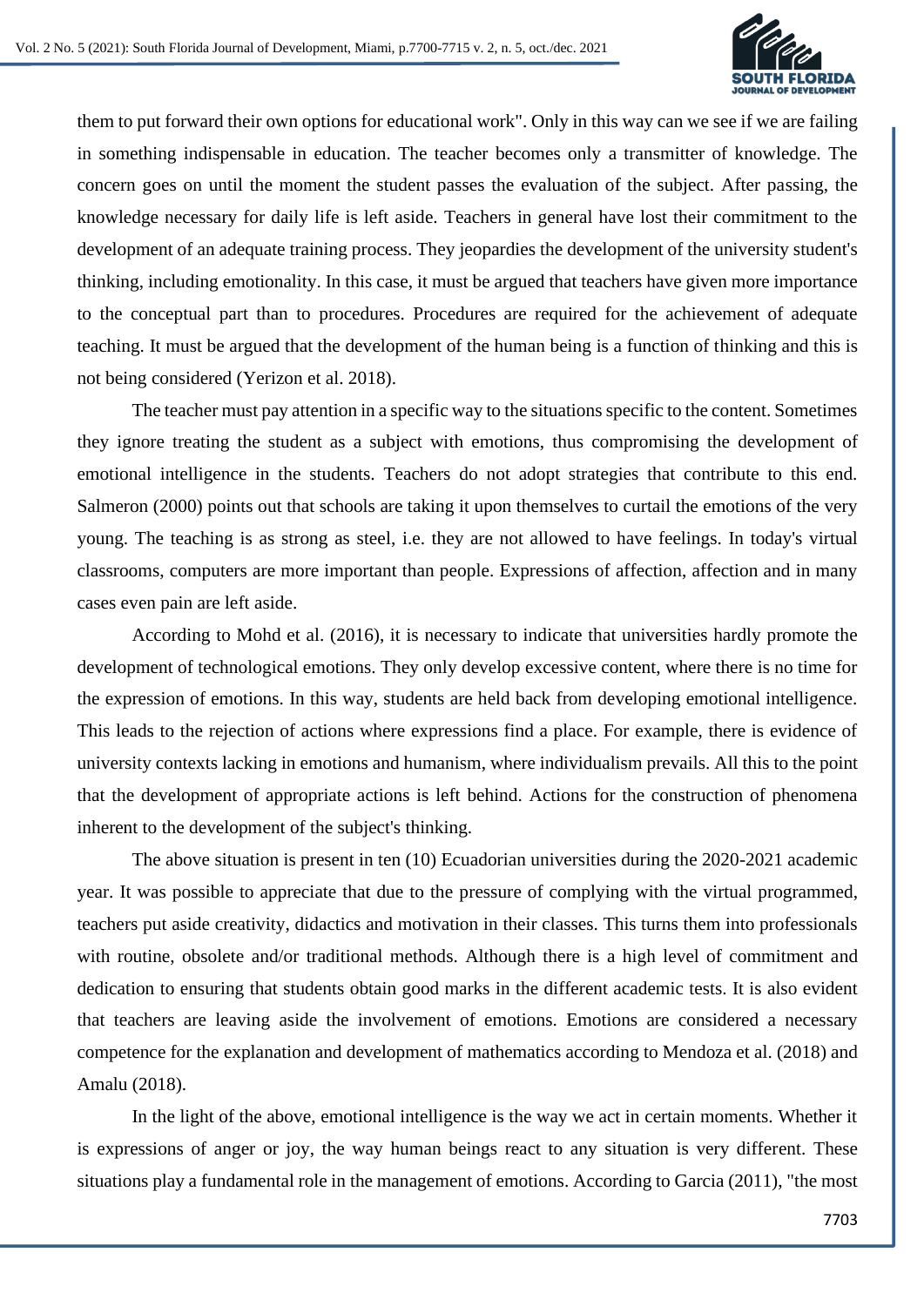them to put forward their own options for educational work". Only in this way can we see if we are failing in something indispensable in education. The teacher becomes only a transmitter of knowledge. The concern goes on until the moment the student passes the evaluation of the subject. After passing, the knowledge necessary for daily life is left aside. Teachers in general have lost their commitment to the development of an adequate training process. They jeopardies the development of the university student's thinking, including emotionality. In this case, it must be argued that teachers have given more importance to the conceptual part than to procedures. Procedures are required for the achievement of adequate teaching. It must be argued that the development of the human being is a function of thinking and this is not being considered (Yerizon et al. 2018).

The teacher must pay attention in a specific way to the situations specific to the content. Sometimes they ignore treating the student as a subject with emotions, thus compromising the development of emotional intelligence in the students. Teachers do not adopt strategies that contribute to this end. Salmeron (2000) points out that schools are taking it upon themselves to curtail the emotions of the very young. The teaching is as strong as steel, i.e. they are not allowed to have feelings. In today's virtual classrooms, computers are more important than people. Expressions of affection, affection and in many cases even pain are left aside.

According to Mohd et al. (2016), it is necessary to indicate that universities hardly promote the development of technological emotions. They only develop excessive content, where there is no time for the expression of emotions. In this way, students are held back from developing emotional intelligence. This leads to the rejection of actions where expressions find a place. For example, there is evidence of university contexts lacking in emotions and humanism, where individualism prevails. All this to the point that the development of appropriate actions is left behind. Actions for the construction of phenomena inherent to the development of the subject's thinking.

The above situation is present in ten (10) Ecuadorian universities during the 2020-2021 academic year. It was possible to appreciate that due to the pressure of complying with the virtual programmed, teachers put aside creativity, didactics and motivation in their classes. This turns them into professionals with routine, obsolete and/or traditional methods. Although there is a high level of commitment and dedication to ensuring that students obtain good marks in the different academic tests. It is also evident that teachers are leaving aside the involvement of emotions. Emotions are considered a necessary competence for the explanation and development of mathematics according to Mendoza et al. (2018) and Amalu (2018).

In the light of the above, emotional intelligence is the way we act in certain moments. Whether it is expressions of anger or joy, the way human beings react to any situation is very different. These situations play a fundamental role in the management of emotions. According to Garcia (2011), "the most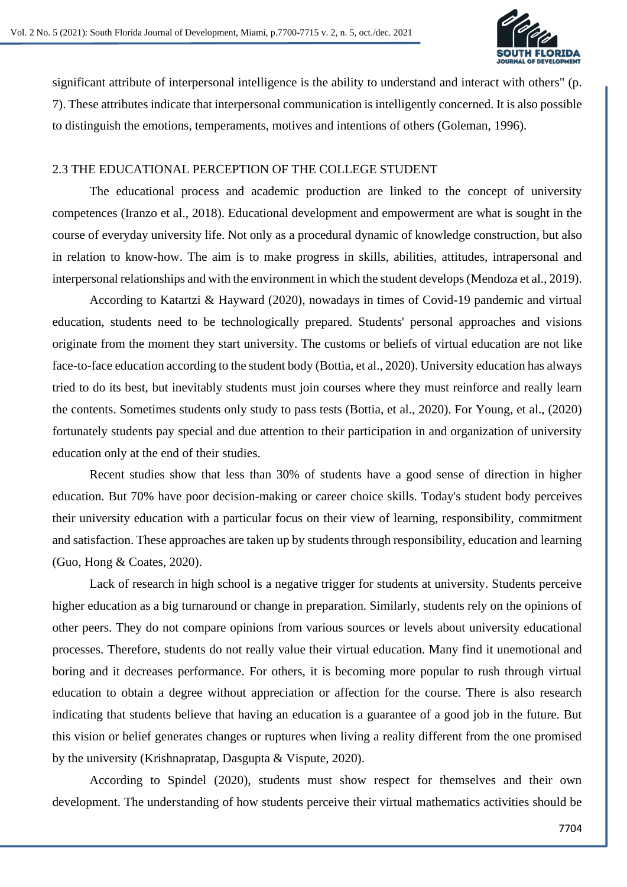significant attribute of interpersonal intelligence is the ability to understand and interact with others" (p. 7). These attributes indicate that interpersonal communication is intelligently concerned. It is also possible to distinguish the emotions, temperaments, motives and intentions of others (Goleman, 1996).

## 2.3 THE EDUCATIONAL PERCEPTION OF THE COLLEGE STUDENT

The educational process and academic production are linked to the concept of university competences (Iranzo et al., 2018). Educational development and empowerment are what is sought in the course of everyday university life. Not only as a procedural dynamic of knowledge construction, but also in relation to know-how. The aim is to make progress in skills, abilities, attitudes, intrapersonal and interpersonal relationships and with the environment in which the student develops (Mendoza et al., 2019).

According to Katartzi & Hayward (2020), nowadays in times of Covid-19 pandemic and virtual education, students need to be technologically prepared. Students' personal approaches and visions originate from the moment they start university. The customs or beliefs of virtual education are not like face-to-face education according to the student body (Bottia, et al., 2020). University education has always tried to do its best, but inevitably students must join courses where they must reinforce and really learn the contents. Sometimes students only study to pass tests (Bottia, et al., 2020). For Young, et al., (2020) fortunately students pay special and due attention to their participation in and organization of university education only at the end of their studies.

Recent studies show that less than 30% of students have a good sense of direction in higher education. But 70% have poor decision-making or career choice skills. Today's student body perceives their university education with a particular focus on their view of learning, responsibility, commitment and satisfaction. These approaches are taken up by students through responsibility, education and learning (Guo, Hong & Coates, 2020).

Lack of research in high school is a negative trigger for students at university. Students perceive higher education as a big turnaround or change in preparation. Similarly, students rely on the opinions of other peers. They do not compare opinions from various sources or levels about university educational processes. Therefore, students do not really value their virtual education. Many find it unemotional and boring and it decreases performance. For others, it is becoming more popular to rush through virtual education to obtain a degree without appreciation or affection for the course. There is also research indicating that students believe that having an education is a guarantee of a good job in the future. But this vision or belief generates changes or ruptures when living a reality different from the one promised by the university (Krishnapratap, Dasgupta & Vispute, 2020).

According to Spindel (2020), students must show respect for themselves and their own development. The understanding of how students perceive their virtual mathematics activities should be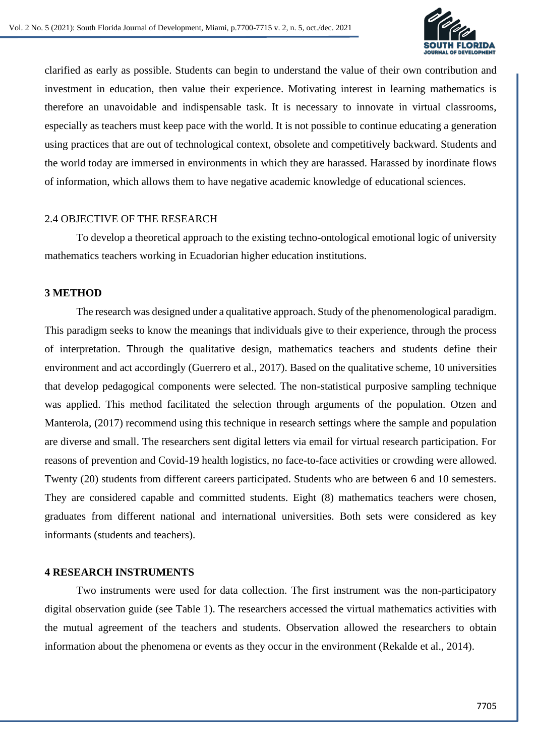clarified as early as possible. Students can begin to understand the value of their own contribution and investment in education, then value their experience. Motivating interest in learning mathematics is therefore an unavoidable and indispensable task. It is necessary to innovate in virtual classrooms, especially as teachers must keep pace with the world. It is not possible to continue educating a generation using practices that are out of technological context, obsolete and competitively backward. Students and the world today are immersed in environments in which they are harassed. Harassed by inordinate flows of information, which allows them to have negative academic knowledge of educational sciences.

### 2.4 OBJECTIVE OF THE RESEARCH

To develop a theoretical approach to the existing techno-ontological emotional logic of university mathematics teachers working in Ecuadorian higher education institutions.

## 3 METHOD

The research was designed under a qualitative approach. Study of the phenomenological paradigm. This paradigm seeks to know the meanings that individuals give to their experience, through the process of interpretation. Through the qualitative design, mathematics teachers and students define their environment and act accordingly (Guerrero et al., 2017). Based on the qualitative scheme, 10 universities that develop pedagogical components were selected. The non-statistical purposive sampling technique was applied. This method facilitated the selection through arguments of the population. Otzen and Manterola, (2017) recommend using this technique in research settings where the sample and population are diverse and small. The researchers sent digital letters via email for virtual research participation. For reasons of prevention and Covid-19 health logistics, no face-to-face activities or crowding were allowed. Twenty (20) students from different careers participated. Students who are between 6 and 10 semesters. They are considered capable and committed students. Eight (8) mathematics teachers were chosen, graduates from different national and international universities. Both sets were considered as key informants (students and teachers).

## 4 RESEARCH INSTRUMENTS

Two instruments were used for data collection. The first instrument was the non-participatory digital observation guide (see Table 1). The researchers accessed the virtual mathematics activities with the mutual agreement of the teachers and students. Observation allowed the researchers to obtain information about the phenomena or events as they occur in the environment (Rekalde et al., 2014).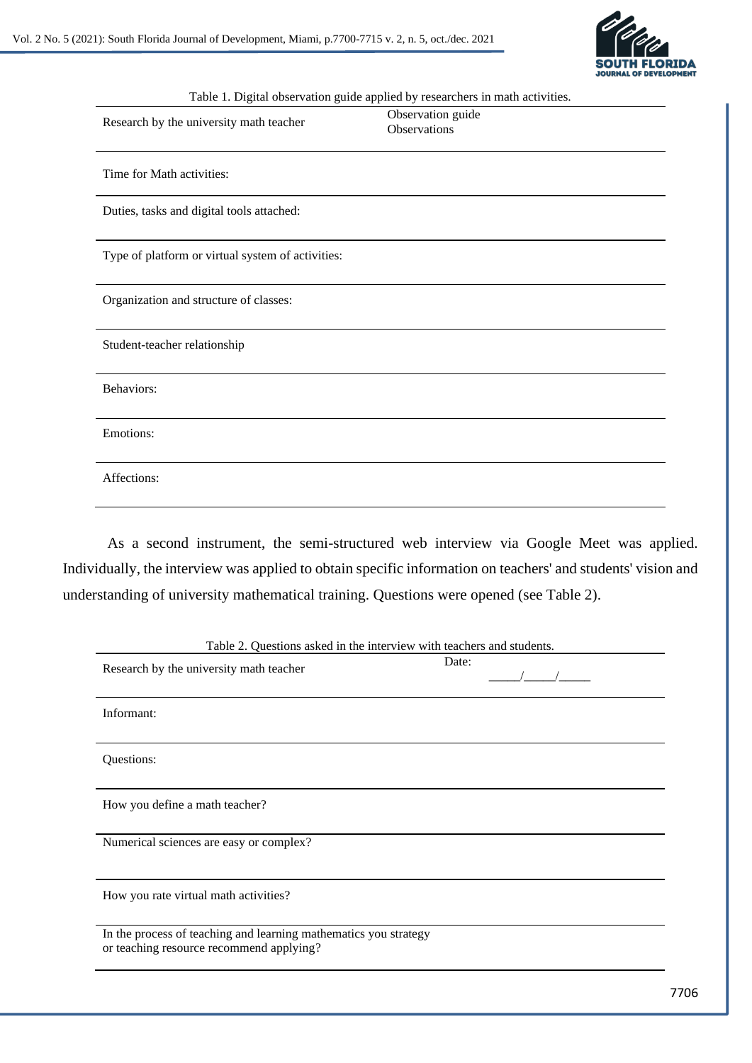Table 1. Digital observation guide applied by researchers in math activities.

| Research by the university math teacher | Observation guide<br>Observations |
|---|---|
| Time for Math activities: | |
| Duties, tasks and digital tools attached: | |
| Type of platform or virtual system of activities: | |
| Organization and structure of classes: | |
| Student-teacher relationship | |
| Behaviors: | |
| Emotions: | |
| Affections: | |

As a second instrument, the semi-structured web interview via Google Meet was applied. Individually, the interview was applied to obtain specific information on teachers' and students' vision and understanding of university mathematical training. Questions were opened (see Table 2).

Table 2. Questions asked in the interview with teachers and students.

| Research by the university math teacher | Date: _____/_____/_____ |
|---|---|
| Informant: | |
| Questions: | |
| How you define a math teacher? | |
| Numerical sciences are easy or complex? | |
| How you rate virtual math activities? | |
| In the process of teaching and learning mathematics you strategy or teaching resource recommend applying? | |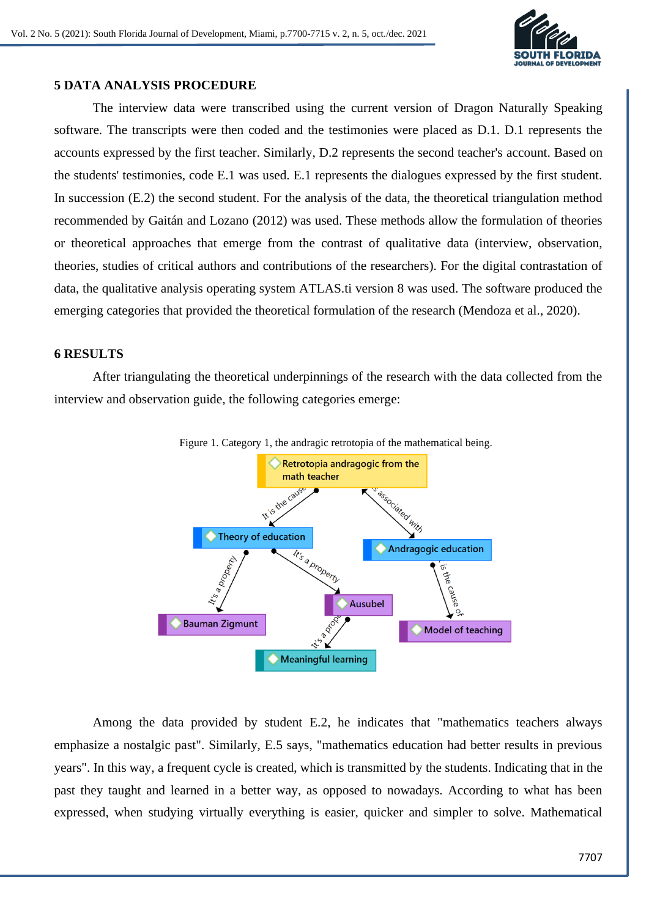## 5 DATA ANALYSIS PROCEDURE

The interview data were transcribed using the current version of Dragon Naturally Speaking software. The transcripts were then coded and the testimonies were placed as D.1. D.1 represents the accounts expressed by the first teacher. Similarly, D.2 represents the second teacher's account. Based on the students' testimonies, code E.1 was used. E.1 represents the dialogues expressed by the first student. In succession (E.2) the second student. For the analysis of the data, the theoretical triangulation method recommended by Gaitán and Lozano (2012) was used. These methods allow the formulation of theories or theoretical approaches that emerge from the contrast of qualitative data (interview, observation, theories, studies of critical authors and contributions of the researchers). For the digital contrastation of data, the qualitative analysis operating system ATLAS.ti version 8 was used. The software produced the emerging categories that provided the theoretical formulation of the research (Mendoza et al., 2020).

## 6 RESULTS

After triangulating the theoretical underpinnings of the research with the data collected from the interview and observation guide, the following categories emerge:

Figure 1. Category 1, the andragic retrotopia of the mathematical being.

Among the data provided by student E.2, he indicates that "mathematics teachers always emphasize a nostalgic past". Similarly, E.5 says, "mathematics education had better results in previous years". In this way, a frequent cycle is created, which is transmitted by the students. Indicating that in the past they taught and learned in a better way, as opposed to nowadays. According to what has been expressed, when studying virtually everything is easier, quicker and simpler to solve. Mathematical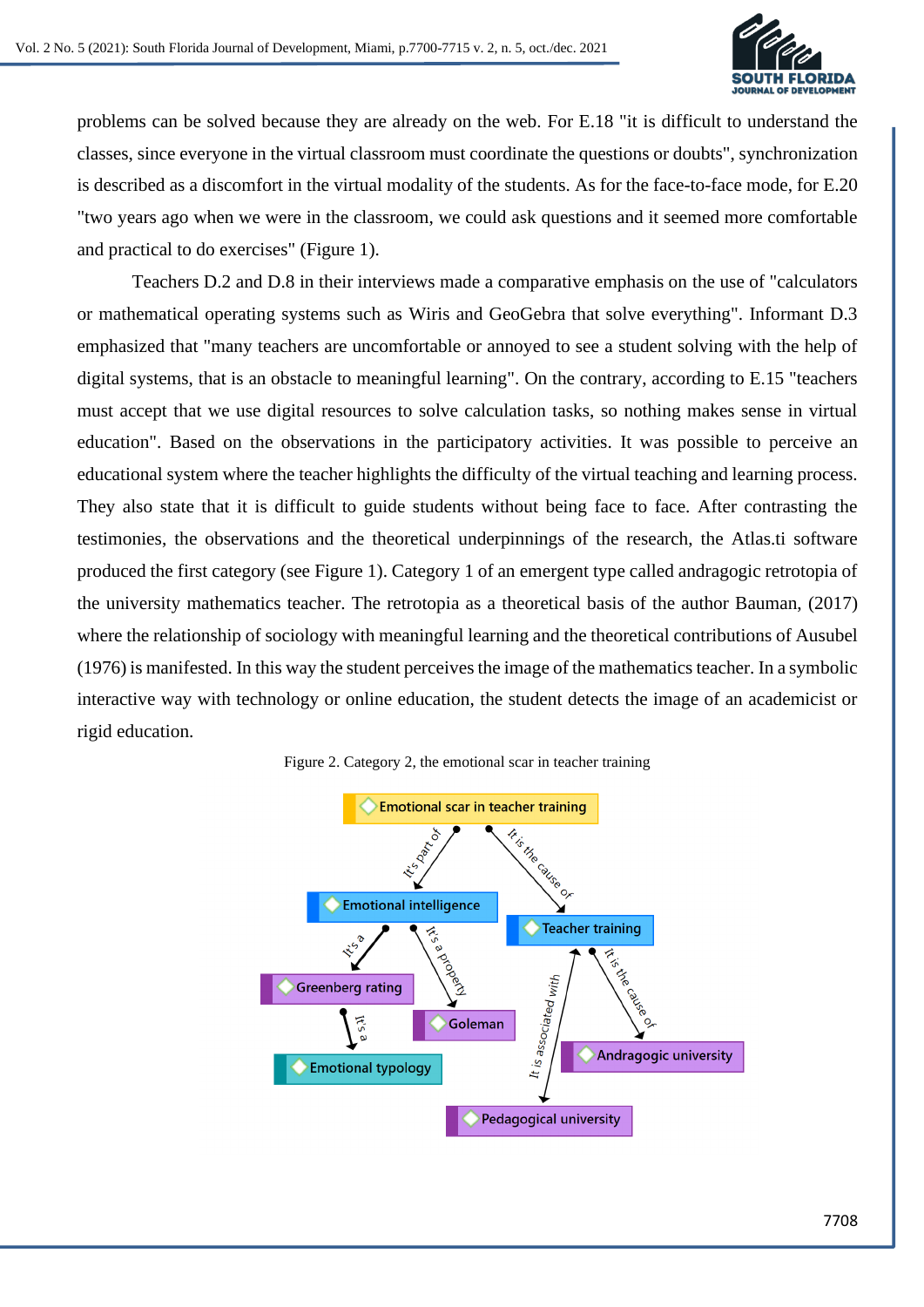problems can be solved because they are already on the web. For E.18 "it is difficult to understand the classes, since everyone in the virtual classroom must coordinate the questions or doubts", synchronization is described as a discomfort in the virtual modality of the students. As for the face-to-face mode, for E.20 "two years ago when we were in the classroom, we could ask questions and it seemed more comfortable and practical to do exercises" (Figure 1).

Teachers D.2 and D.8 in their interviews made a comparative emphasis on the use of "calculators or mathematical operating systems such as Wiris and GeoGebra that solve everything". Informant D.3 emphasized that "many teachers are uncomfortable or annoyed to see a student solving with the help of digital systems, that is an obstacle to meaningful learning". On the contrary, according to E.15 "teachers must accept that we use digital resources to solve calculation tasks, so nothing makes sense in virtual education". Based on the observations in the participatory activities. It was possible to perceive an educational system where the teacher highlights the difficulty of the virtual teaching and learning process. They also state that it is difficult to guide students without being face to face. After contrasting the testimonies, the observations and the theoretical underpinnings of the research, the Atlas.ti software produced the first category (see Figure 1). Category 1 of an emergent type called andragogic retrotopia of the university mathematics teacher. The retrotopia as a theoretical basis of the author Bauman, (2017) where the relationship of sociology with meaningful learning and the theoretical contributions of Ausubel (1976) is manifested. In this way the student perceives the image of the mathematics teacher. In a symbolic interactive way with technology or online education, the student detects the image of an academicist or rigid education.

Figure 2. Category 2, the emotional scar in teacher training

Emotional scar in teacher training
- It's part of → Emotional intelligence
- It is the cause of → Teacher training

Emotional intelligence
- It's a → Greenberg rating
- It's a property → Goleman

Greenberg rating
- It's a → Emotional typology

Teacher training
- It is associated with → Pedagogical university
- It is the cause of → Andragogic university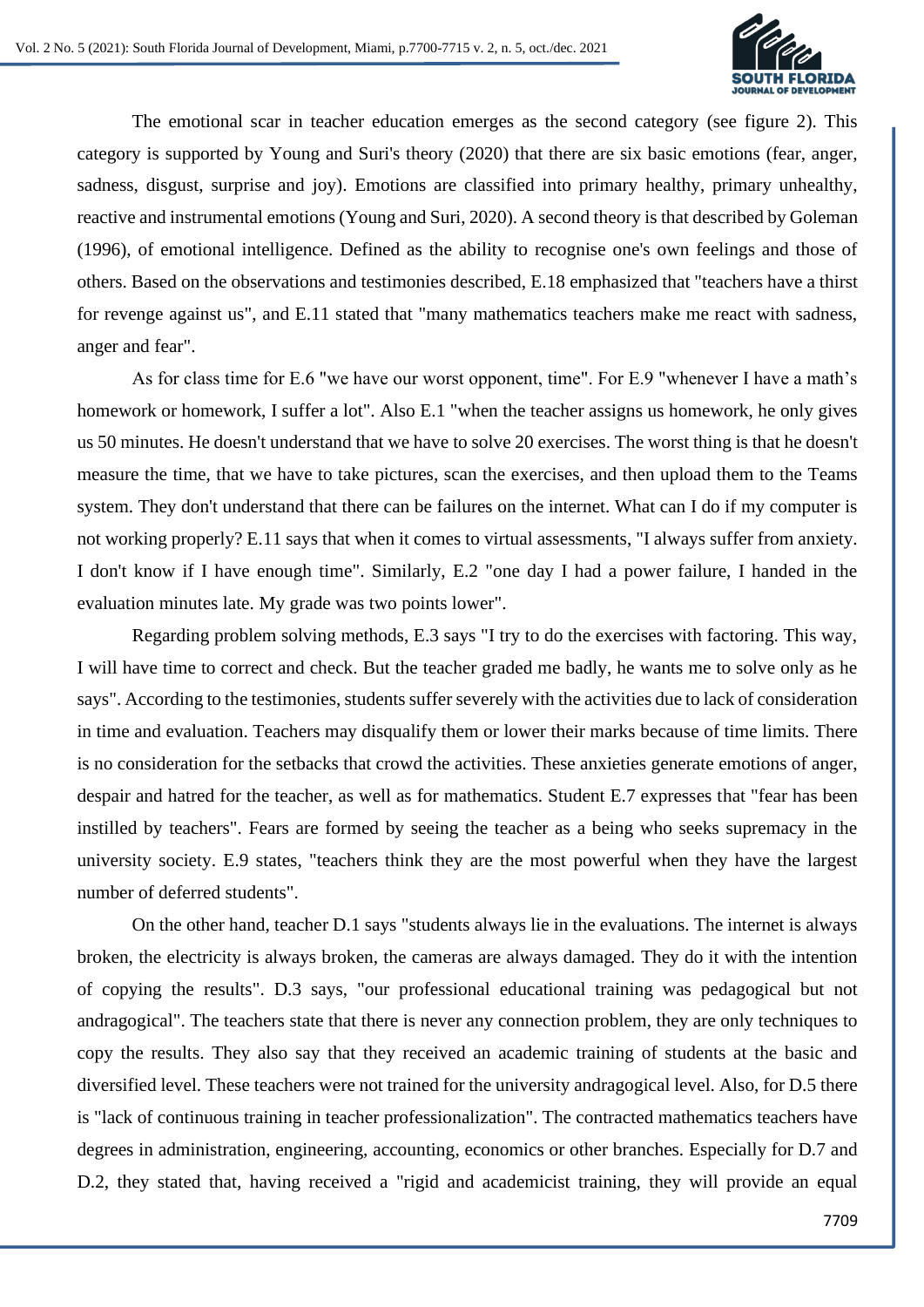The emotional scar in teacher education emerges as the second category (see figure 2). This category is supported by Young and Suri's theory (2020) that there are six basic emotions (fear, anger, sadness, disgust, surprise and joy). Emotions are classified into primary healthy, primary unhealthy, reactive and instrumental emotions (Young and Suri, 2020). A second theory is that described by Goleman (1996), of emotional intelligence. Defined as the ability to recognise one's own feelings and those of others. Based on the observations and testimonies described, E.18 emphasized that "teachers have a thirst for revenge against us", and E.11 stated that "many mathematics teachers make me react with sadness, anger and fear".

As for class time for E.6 "we have our worst opponent, time". For E.9 "whenever I have a math's homework or homework, I suffer a lot". Also E.1 "when the teacher assigns us homework, he only gives us 50 minutes. He doesn't understand that we have to solve 20 exercises. The worst thing is that he doesn't measure the time, that we have to take pictures, scan the exercises, and then upload them to the Teams system. They don't understand that there can be failures on the internet. What can I do if my computer is not working properly? E.11 says that when it comes to virtual assessments, "I always suffer from anxiety. I don't know if I have enough time". Similarly, E.2 "one day I had a power failure, I handed in the evaluation minutes late. My grade was two points lower".

Regarding problem solving methods, E.3 says "I try to do the exercises with factoring. This way, I will have time to correct and check. But the teacher graded me badly, he wants me to solve only as he says". According to the testimonies, students suffer severely with the activities due to lack of consideration in time and evaluation. Teachers may disqualify them or lower their marks because of time limits. There is no consideration for the setbacks that crowd the activities. These anxieties generate emotions of anger, despair and hatred for the teacher, as well as for mathematics. Student E.7 expresses that "fear has been instilled by teachers". Fears are formed by seeing the teacher as a being who seeks supremacy in the university society. E.9 states, "teachers think they are the most powerful when they have the largest number of deferred students".

On the other hand, teacher D.1 says "students always lie in the evaluations. The internet is always broken, the electricity is always broken, the cameras are always damaged. They do it with the intention of copying the results". D.3 says, "our professional educational training was pedagogical but not andragogical". The teachers state that there is never any connection problem, they are only techniques to copy the results. They also say that they received an academic training of students at the basic and diversified level. These teachers were not trained for the university andragogical level. Also, for D.5 there is "lack of continuous training in teacher professionalization". The contracted mathematics teachers have degrees in administration, engineering, accounting, economics or other branches. Especially for D.7 and D.2, they stated that, having received a "rigid and academicist training, they will provide an equal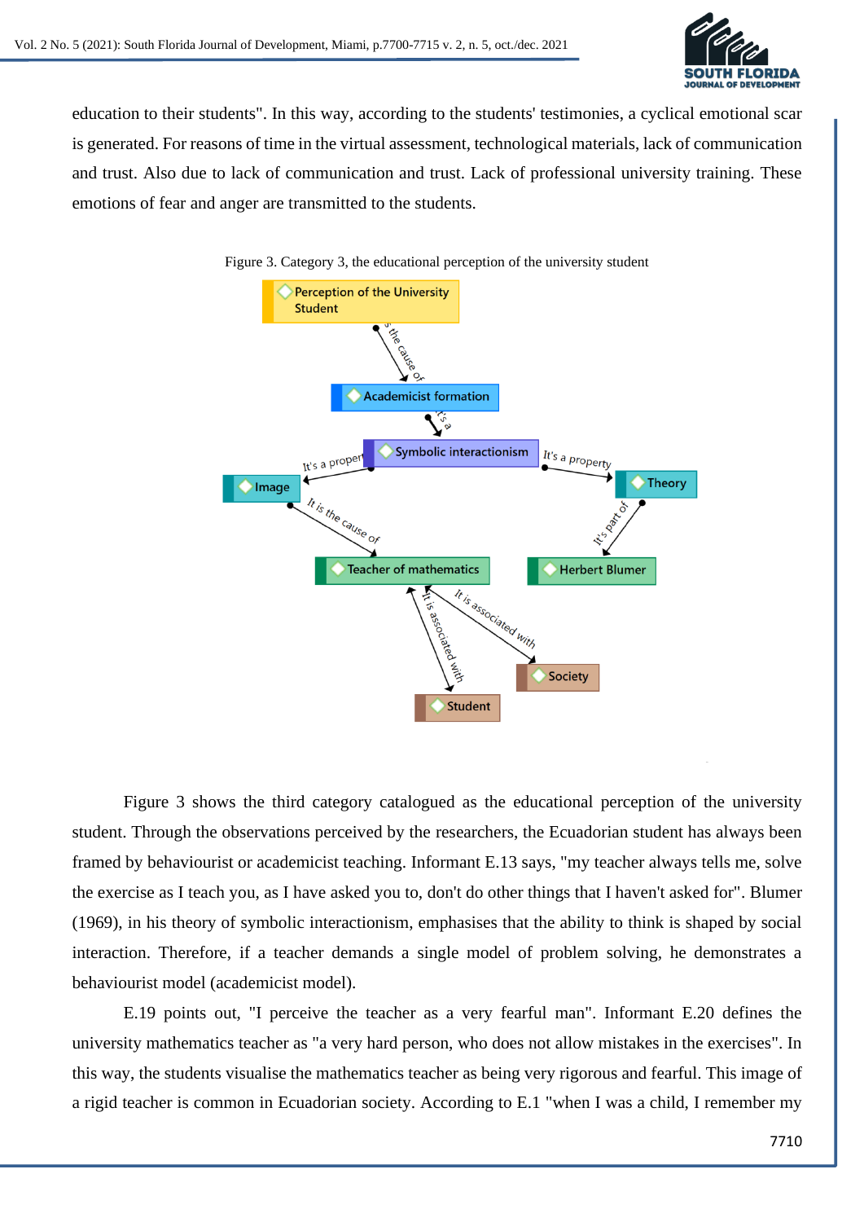education to their students". In this way, according to the students' testimonies, a cyclical emotional scar is generated. For reasons of time in the virtual assessment, technological materials, lack of communication and trust. Also due to lack of communication and trust. Lack of professional university training. These emotions of fear and anger are transmitted to the students.

Figure 3. Category 3, the educational perception of the university student

Figure 3 shows the third category catalogued as the educational perception of the university student. Through the observations perceived by the researchers, the Ecuadorian student has always been framed by behaviourist or academicist teaching. Informant E.13 says, "my teacher always tells me, solve the exercise as I teach you, as I have asked you to, don't do other things that I haven't asked for". Blumer (1969), in his theory of symbolic interactionism, emphasises that the ability to think is shaped by social interaction. Therefore, if a teacher demands a single model of problem solving, he demonstrates a behaviourist model (academicist model).

E.19 points out, "I perceive the teacher as a very fearful man". Informant E.20 defines the university mathematics teacher as "a very hard person, who does not allow mistakes in the exercises". In this way, the students visualise the mathematics teacher as being very rigorous and fearful. This image of a rigid teacher is common in Ecuadorian society. According to E.1 "when I was a child, I remember my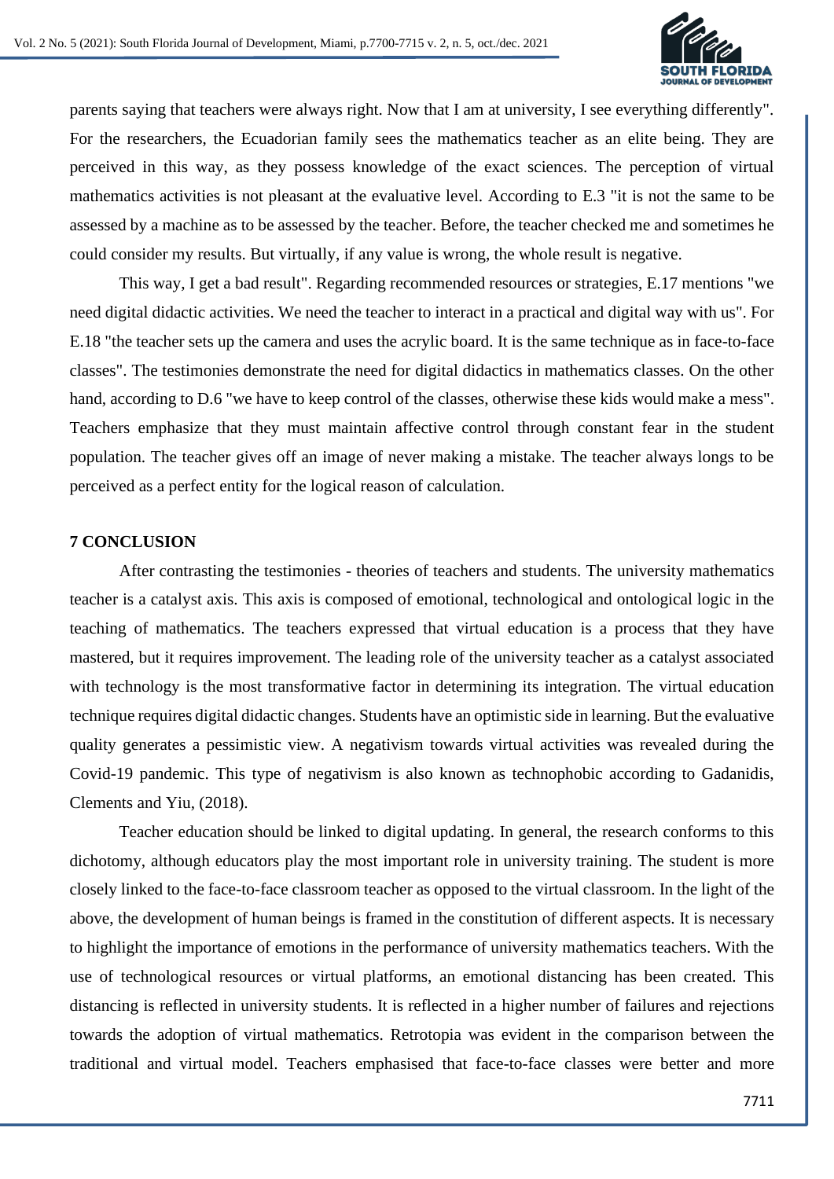parents saying that teachers were always right. Now that I am at university, I see everything differently". For the researchers, the Ecuadorian family sees the mathematics teacher as an elite being. They are perceived in this way, as they possess knowledge of the exact sciences. The perception of virtual mathematics activities is not pleasant at the evaluative level. According to E.3 "it is not the same to be assessed by a machine as to be assessed by the teacher. Before, the teacher checked me and sometimes he could consider my results. But virtually, if any value is wrong, the whole result is negative.

This way, I get a bad result". Regarding recommended resources or strategies, E.17 mentions "we need digital didactic activities. We need the teacher to interact in a practical and digital way with us". For E.18 "the teacher sets up the camera and uses the acrylic board. It is the same technique as in face-to-face classes". The testimonies demonstrate the need for digital didactics in mathematics classes. On the other hand, according to D.6 "we have to keep control of the classes, otherwise these kids would make a mess". Teachers emphasize that they must maintain affective control through constant fear in the student population. The teacher gives off an image of never making a mistake. The teacher always longs to be perceived as a perfect entity for the logical reason of calculation.

## 7 CONCLUSION

After contrasting the testimonies - theories of teachers and students. The university mathematics teacher is a catalyst axis. This axis is composed of emotional, technological and ontological logic in the teaching of mathematics. The teachers expressed that virtual education is a process that they have mastered, but it requires improvement. The leading role of the university teacher as a catalyst associated with technology is the most transformative factor in determining its integration. The virtual education technique requires digital didactic changes. Students have an optimistic side in learning. But the evaluative quality generates a pessimistic view. A negativism towards virtual activities was revealed during the Covid-19 pandemic. This type of negativism is also known as technophobic according to Gadanidis, Clements and Yiu, (2018).

Teacher education should be linked to digital updating. In general, the research conforms to this dichotomy, although educators play the most important role in university training. The student is more closely linked to the face-to-face classroom teacher as opposed to the virtual classroom. In the light of the above, the development of human beings is framed in the constitution of different aspects. It is necessary to highlight the importance of emotions in the performance of university mathematics teachers. With the use of technological resources or virtual platforms, an emotional distancing has been created. This distancing is reflected in university students. It is reflected in a higher number of failures and rejections towards the adoption of virtual mathematics. Retrotopia was evident in the comparison between the traditional and virtual model. Teachers emphasised that face-to-face classes were better and more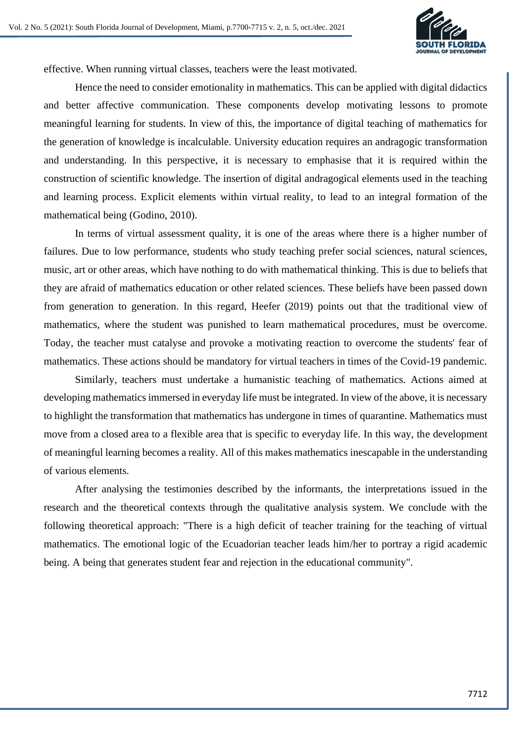effective. When running virtual classes, teachers were the least motivated.

Hence the need to consider emotionality in mathematics. This can be applied with digital didactics and better affective communication. These components develop motivating lessons to promote meaningful learning for students. In view of this, the importance of digital teaching of mathematics for the generation of knowledge is incalculable. University education requires an andragogic transformation and understanding. In this perspective, it is necessary to emphasise that it is required within the construction of scientific knowledge. The insertion of digital andragogical elements used in the teaching and learning process. Explicit elements within virtual reality, to lead to an integral formation of the mathematical being (Godino, 2010).

In terms of virtual assessment quality, it is one of the areas where there is a higher number of failures. Due to low performance, students who study teaching prefer social sciences, natural sciences, music, art or other areas, which have nothing to do with mathematical thinking. This is due to beliefs that they are afraid of mathematics education or other related sciences. These beliefs have been passed down from generation to generation. In this regard, Heefer (2019) points out that the traditional view of mathematics, where the student was punished to learn mathematical procedures, must be overcome. Today, the teacher must catalyse and provoke a motivating reaction to overcome the students' fear of mathematics. These actions should be mandatory for virtual teachers in times of the Covid-19 pandemic.

Similarly, teachers must undertake a humanistic teaching of mathematics. Actions aimed at developing mathematics immersed in everyday life must be integrated. In view of the above, it is necessary to highlight the transformation that mathematics has undergone in times of quarantine. Mathematics must move from a closed area to a flexible area that is specific to everyday life. In this way, the development of meaningful learning becomes a reality. All of this makes mathematics inescapable in the understanding of various elements.

After analysing the testimonies described by the informants, the interpretations issued in the research and the theoretical contexts through the qualitative analysis system. We conclude with the following theoretical approach: "There is a high deficit of teacher training for the teaching of virtual mathematics. The emotional logic of the Ecuadorian teacher leads him/her to portray a rigid academic being. A being that generates student fear and rejection in the educational community".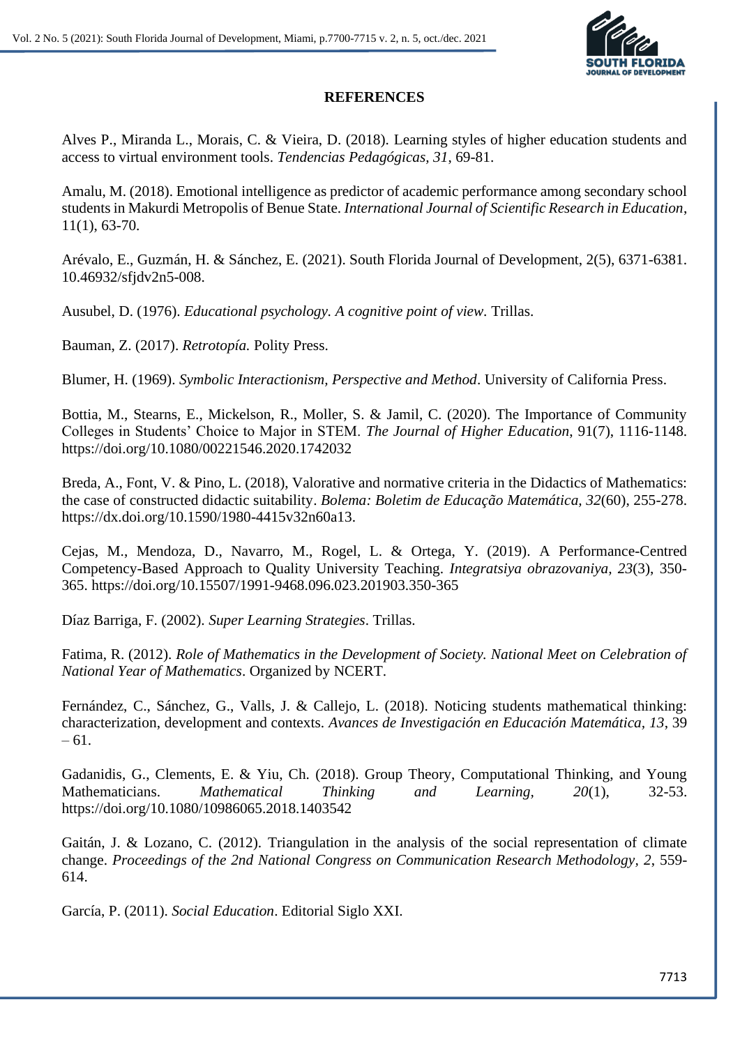## REFERENCES

Alves P., Miranda L., Morais, C. & Vieira, D. (2018). Learning styles of higher education students and access to virtual environment tools. *Tendencias Pedagógicas, 31*, 69-81.

Amalu, M. (2018). Emotional intelligence as predictor of academic performance among secondary school students in Makurdi Metropolis of Benue State. *International Journal of Scientific Research in Education*, 11(1), 63-70.

Arévalo, E., Guzmán, H. & Sánchez, E. (2021). South Florida Journal of Development, 2(5), 6371-6381. 10.46932/sfjdv2n5-008.

Ausubel, D. (1976). *Educational psychology. A cognitive point of view*. Trillas.

Bauman, Z. (2017). *Retrotopía.* Polity Press.

Blumer, H. (1969). *Symbolic Interactionism, Perspective and Method*. University of California Press.

Bottia, M., Stearns, E., Mickelson, R., Moller, S. & Jamil, C. (2020). The Importance of Community Colleges in Students' Choice to Major in STEM. *The Journal of Higher Education*, 91(7), 1116-1148. https://doi.org/10.1080/00221546.2020.1742032

Breda, A., Font, V. & Pino, L. (2018), Valorative and normative criteria in the Didactics of Mathematics: the case of constructed didactic suitability. *Bolema: Boletim de Educação Matemática, 32*(60), 255-278. https://dx.doi.org/10.1590/1980-4415v32n60a13.

Cejas, M., Mendoza, D., Navarro, M., Rogel, L. & Ortega, Y. (2019). A Performance-Centred Competency-Based Approach to Quality University Teaching. *Integratsiya obrazovaniya, 23*(3), 350-365. https://doi.org/10.15507/1991-9468.096.023.201903.350-365

Díaz Barriga, F. (2002). *Super Learning Strategies*. Trillas.

Fatima, R. (2012). *Role of Mathematics in the Development of Society. National Meet on Celebration of National Year of Mathematics*. Organized by NCERT.

Fernández, C., Sánchez, G., Valls, J. & Callejo, L. (2018). Noticing students mathematical thinking: characterization, development and contexts. *Avances de Investigación en Educación Matemática, 13*, 39 – 61.

Gadanidis, G., Clements, E. & Yiu, Ch. (2018). Group Theory, Computational Thinking, and Young Mathematicians. *Mathematical Thinking and Learning, 20*(1), 32-53. https://doi.org/10.1080/10986065.2018.1403542

Gaitán, J. & Lozano, C. (2012). Triangulation in the analysis of the social representation of climate change. *Proceedings of the 2nd National Congress on Communication Research Methodology, 2*, 559-614.

García, P. (2011). *Social Education*. Editorial Siglo XXI.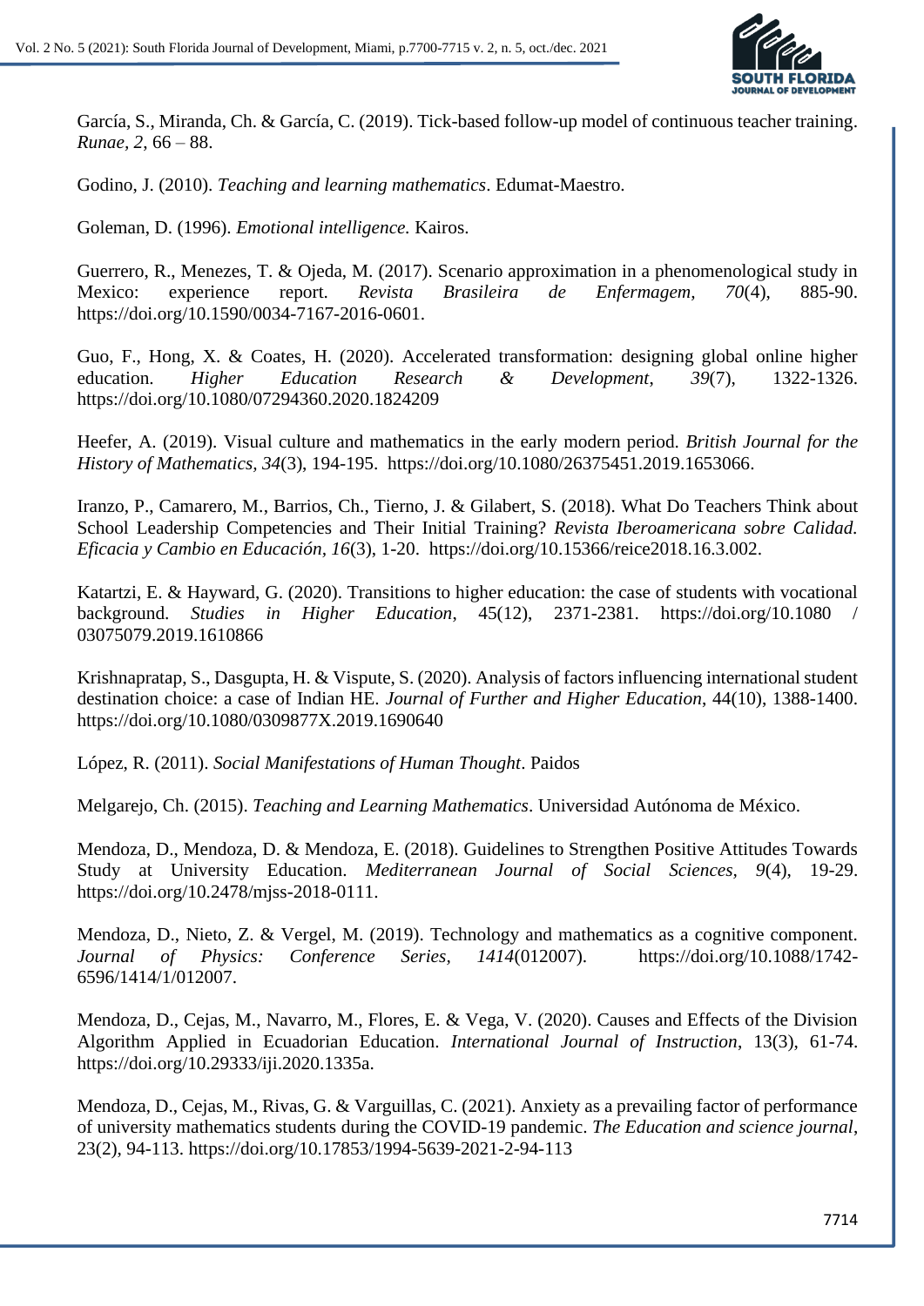García, S., Miranda, Ch. & García, C. (2019). Tick-based follow-up model of continuous teacher training. *Runae, 2,* 66 – 88.

Godino, J. (2010). *Teaching and learning mathematics*. Edumat-Maestro.

Goleman, D. (1996). *Emotional intelligence.* Kairos.

Guerrero, R., Menezes, T. & Ojeda, M. (2017). Scenario approximation in a phenomenological study in Mexico: experience report. *Revista Brasileira de Enfermagem, 70*(4), 885-90. https://doi.org/10.1590/0034-7167-2016-0601.

Guo, F., Hong, X. & Coates, H. (2020). Accelerated transformation: designing global online higher education. *Higher Education Research & Development*, *39*(7), 1322-1326. https://doi.org/10.1080/07294360.2020.1824209

Heefer, A. (2019). Visual culture and mathematics in the early modern period. *British Journal for the History of Mathematics, 34*(3), 194-195. https://doi.org/10.1080/26375451.2019.1653066.

Iranzo, P., Camarero, M., Barrios, Ch., Tierno, J. & Gilabert, S. (2018). What Do Teachers Think about School Leadership Competencies and Their Initial Training? *Revista Iberoamericana sobre Calidad. Eficacia y Cambio en Educación, 16*(3), 1-20. https://doi.org/10.15366/reice2018.16.3.002.

Katartzi, E. & Hayward, G. (2020). Transitions to higher education: the case of students with vocational background. *Studies in Higher Education*, 45(12), 2371-2381. https://doi.org/10.1080 / 03075079.2019.1610866

Krishnapratap, S., Dasgupta, H. & Vispute, S. (2020). Analysis of factors influencing international student destination choice: a case of Indian HE. *Journal of Further and Higher Education*, 44(10), 1388-1400. https://doi.org/10.1080/0309877X.2019.1690640

López, R. (2011). *Social Manifestations of Human Thought*. Paidos

Melgarejo, Ch. (2015). *Teaching and Learning Mathematics*. Universidad Autónoma de México.

Mendoza, D., Mendoza, D. & Mendoza, E. (2018). Guidelines to Strengthen Positive Attitudes Towards Study at University Education. *Mediterranean Journal of Social Sciences, 9*(4), 19-29. https://doi.org/10.2478/mjss-2018-0111.

Mendoza, D., Nieto, Z. & Vergel, M. (2019). Technology and mathematics as a cognitive component. *Journal of Physics: Conference Series, 1414*(012007). https://doi.org/10.1088/1742-6596/1414/1/012007.

Mendoza, D., Cejas, M., Navarro, M., Flores, E. & Vega, V. (2020). Causes and Effects of the Division Algorithm Applied in Ecuadorian Education. *International Journal of Instruction*, 13(3), 61-74. https://doi.org/10.29333/iji.2020.1335a.

Mendoza, D., Cejas, M., Rivas, G. & Varguillas, C. (2021). Anxiety as a prevailing factor of performance of university mathematics students during the COVID-19 pandemic. *The Education and science journal*, 23(2), 94-113. https://doi.org/10.17853/1994-5639-2021-2-94-113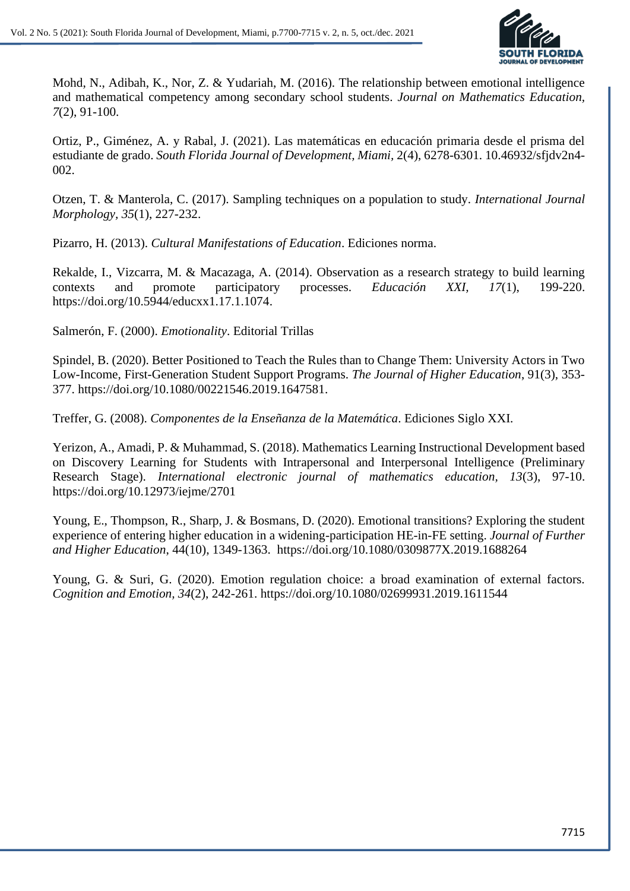Mohd, N., Adibah, K., Nor, Z. & Yudariah, M. (2016). The relationship between emotional intelligence and mathematical competency among secondary school students. *Journal on Mathematics Education, 7*(2), 91-100.

Ortiz, P., Giménez, A. y Rabal, J. (2021). Las matemáticas en educación primaria desde el prisma del estudiante de grado. *South Florida Journal of Development, Miami*, 2(4), 6278-6301. 10.46932/sfjdv2n4-002.

Otzen, T. & Manterola, C. (2017). Sampling techniques on a population to study. *International Journal Morphology, 35*(1), 227-232.

Pizarro, H. (2013). *Cultural Manifestations of Education*. Ediciones norma.

Rekalde, I., Vizcarra, M. & Macazaga, A. (2014). Observation as a research strategy to build learning contexts and promote participatory processes. *Educación XXI, 17*(1), 199-220. https://doi.org/10.5944/educxx1.17.1.1074.

Salmerón, F. (2000). *Emotionality*. Editorial Trillas

Spindel, B. (2020). Better Positioned to Teach the Rules than to Change Them: University Actors in Two Low-Income, First-Generation Student Support Programs. *The Journal of Higher Education*, 91(3), 353-377. https://doi.org/10.1080/00221546.2019.1647581.

Treffer, G. (2008). *Componentes de la Enseñanza de la Matemática*. Ediciones Siglo XXI.

Yerizon, A., Amadi, P. & Muhammad, S. (2018). Mathematics Learning Instructional Development based on Discovery Learning for Students with Intrapersonal and Interpersonal Intelligence (Preliminary Research Stage). *International electronic journal of mathematics education, 13*(3), 97-10. https://doi.org/10.12973/iejme/2701

Young, E., Thompson, R., Sharp, J. & Bosmans, D. (2020). Emotional transitions? Exploring the student experience of entering higher education in a widening-participation HE-in-FE setting. *Journal of Further and Higher Education*, 44(10), 1349-1363. https://doi.org/10.1080/0309877X.2019.1688264

Young, G. & Suri, G. (2020). Emotion regulation choice: a broad examination of external factors. *Cognition and Emotion, 34*(2), 242-261. https://doi.org/10.1080/02699931.2019.1611544